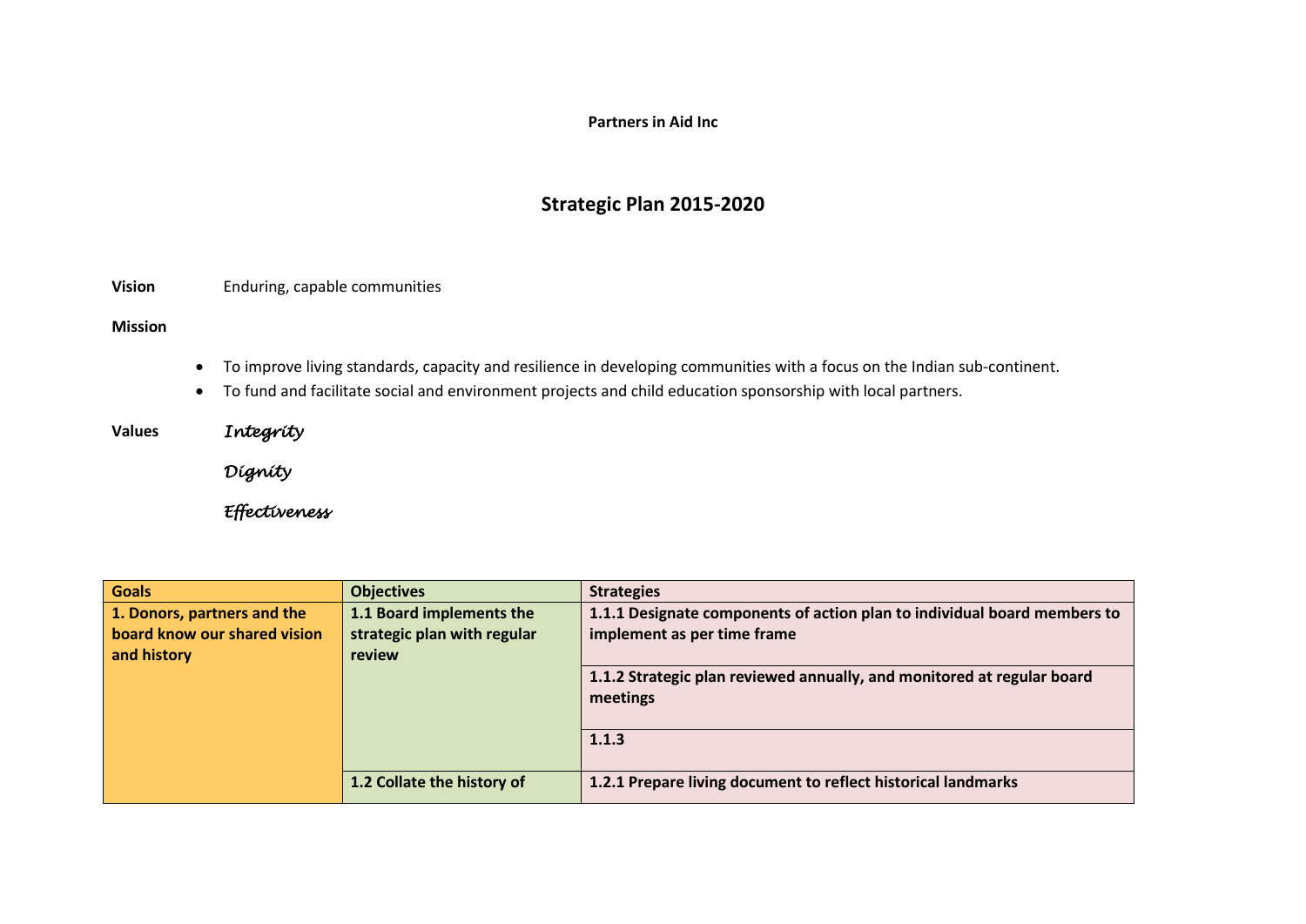**Partners in Aid Inc**

# Strategic Plan 2015-2020

**Vision** Enduring, capable communities

**Mission**

- To improve living standards, capacity and resilience in developing communities with a focus on the Indian sub-continent.
- To fund and facilitate social and environment projects and child education sponsorship with local partners.

**Values** *Integrity*

*Dignity*

*Effectiveness*

| Goals | Objectives | Strategies |
|---|---|---|
| **1. Donors, partners and the board know our shared vision and history** | **1.1 Board implements the strategic plan with regular review** | **1.1.1 Designate components of action plan to individual board members to implement as per time frame** |
| | | **1.1.2 Strategic plan reviewed annually, and monitored at regular board meetings** |
| | | **1.1.3** |
| | **1.2 Collate the history of** | **1.2.1 Prepare living document to reflect historical landmarks** |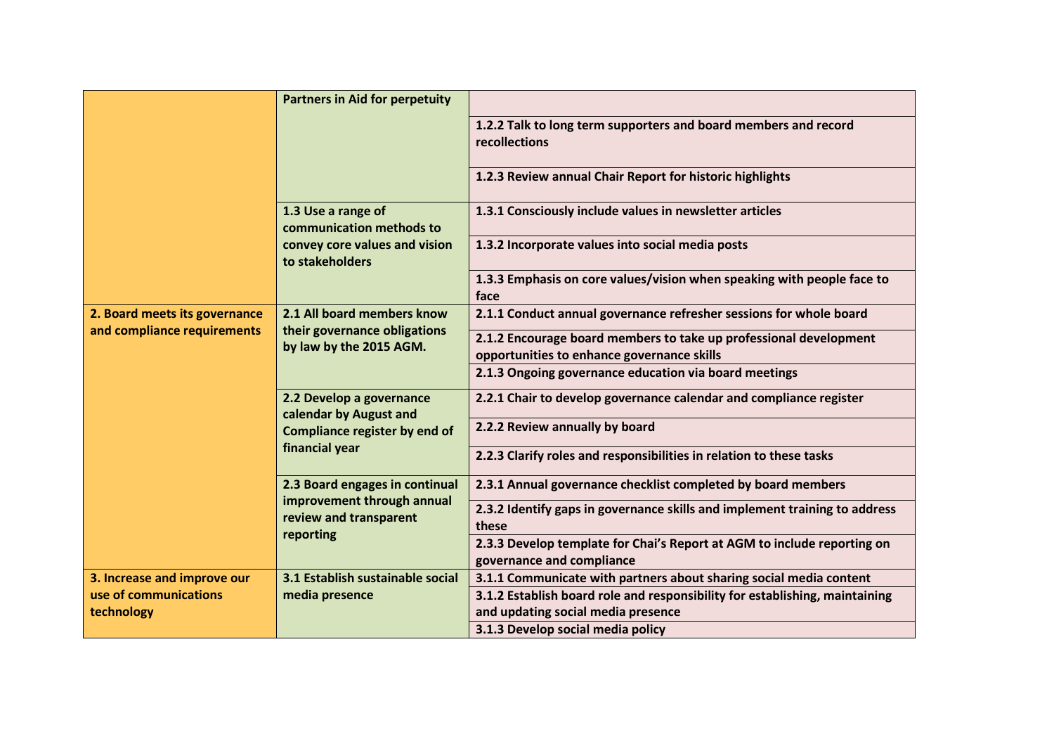| | | |
|---|---|---|
| | Partners in Aid for perpetuity | |
| | | 1.2.2 Talk to long term supporters and board members and record recollections |
| | | 1.2.3 Review annual Chair Report for historic highlights |
| | 1.3 Use a range of communication methods to convey core values and vision to stakeholders | 1.3.1 Consciously include values in newsletter articles |
| | | 1.3.2 Incorporate values into social media posts |
| | | 1.3.3 Emphasis on core values/vision when speaking with people face to face |
| 2. Board meets its governance and compliance requirements | 2.1 All board members know their governance obligations by law by the 2015 AGM. | 2.1.1 Conduct annual governance refresher sessions for whole board |
| | | 2.1.2 Encourage board members to take up professional development opportunities to enhance governance skills |
| | | 2.1.3 Ongoing governance education via board meetings |
| | 2.2 Develop a governance calendar by August and Compliance register by end of financial year | 2.2.1 Chair to develop governance calendar and compliance register |
| | | 2.2.2 Review annually by board |
| | | 2.2.3 Clarify roles and responsibilities in relation to these tasks |
| | 2.3 Board engages in continual improvement through annual review and transparent reporting | 2.3.1 Annual governance checklist completed by board members |
| | | 2.3.2 Identify gaps in governance skills and implement training to address these |
| | | 2.3.3 Develop template for Chai's Report at AGM to include reporting on governance and compliance |
| 3. Increase and improve our use of communications technology | 3.1 Establish sustainable social media presence | 3.1.1 Communicate with partners about sharing social media content |
| | | 3.1.2 Establish board role and responsibility for establishing, maintaining and updating social media presence |
| | | 3.1.3 Develop social media policy |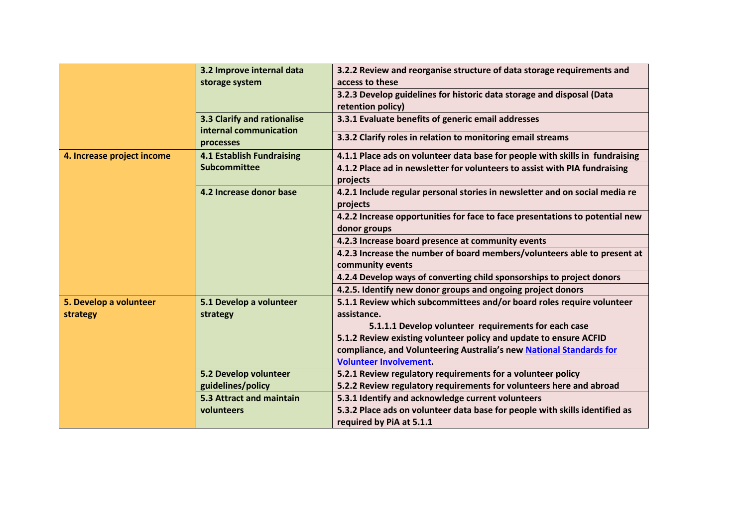| | | |
|---|---|---|
| | **3.2 Improve internal data storage system** | **3.2.2 Review and reorganise structure of data storage requirements and access to these** |
| | | **3.2.3 Develop guidelines for historic data storage and disposal (Data retention policy)** |
| | **3.3 Clarify and rationalise internal communication processes** | **3.3.1 Evaluate benefits of generic email addresses** |
| | | **3.3.2 Clarify roles in relation to monitoring email streams** |
| **4. Increase project income** | **4.1 Establish Fundraising Subcommittee** | **4.1.1 Place ads on volunteer data base for people with skills in fundraising** |
| | | **4.1.2 Place ad in newsletter for volunteers to assist with PIA fundraising projects** |
| | **4.2 Increase donor base** | **4.2.1 Include regular personal stories in newsletter and on social media re projects** |
| | | **4.2.2 Increase opportunities for face to face presentations to potential new donor groups** |
| | | **4.2.3 Increase board presence at community events** |
| | | **4.2.3 Increase the number of board members/volunteers able to present at community events** |
| | | **4.2.4 Develop ways of converting child sponsorships to project donors** |
| | | **4.2.5. Identify new donor groups and ongoing project donors** |
| **5. Develop a volunteer strategy** | **5.1 Develop a volunteer strategy** | **5.1.1 Review which subcommittees and/or board roles require volunteer assistance.** <br> **5.1.1.1 Develop volunteer requirements for each case** <br> **5.1.2 Review existing volunteer policy and update to ensure ACFID compliance, and Volunteering Australia's new [National Standards for Volunteer Involvement](#).** |
| | **5.2 Develop volunteer guidelines/policy** | **5.2.1 Review regulatory requirements for a volunteer policy** <br> **5.2.2 Review regulatory requirements for volunteers here and abroad** |
| | **5.3 Attract and maintain volunteers** | **5.3.1 Identify and acknowledge current volunteers** <br> **5.3.2 Place ads on volunteer data base for people with skills identified as required by PiA at 5.1.1** |